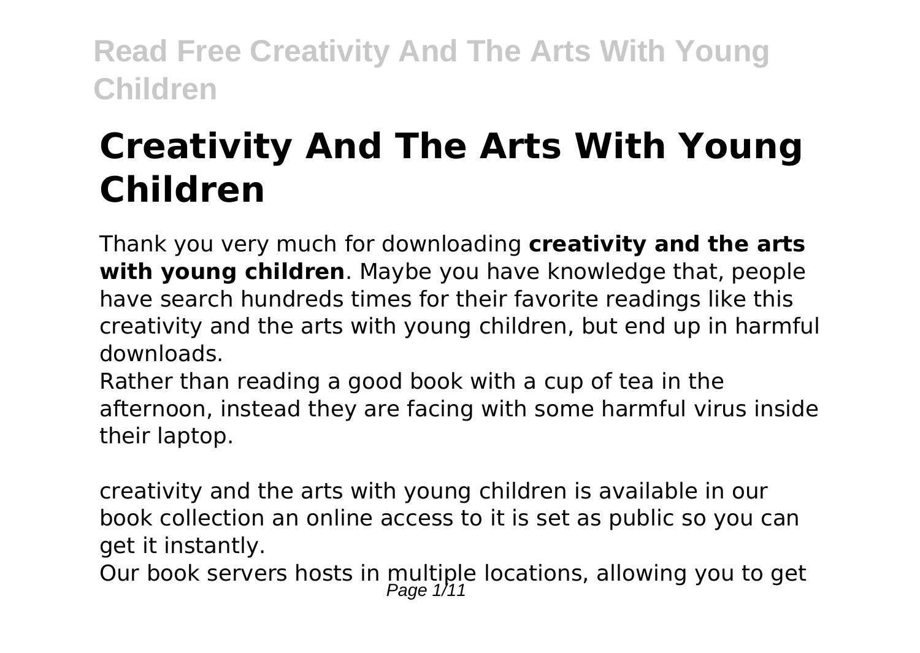# Creativity And The Arts With Young Children

Thank you very much for downloading **creativity and the arts with young children**. Maybe you have knowledge that, people have search hundreds times for their favorite readings like this creativity and the arts with young children, but end up in harmful downloads.

Rather than reading a good book with a cup of tea in the afternoon, instead they are facing with some harmful virus inside their laptop.

creativity and the arts with young children is available in our book collection an online access to it is set as public so you can get it instantly.

Our book servers hosts in multiple locations, allowing you to get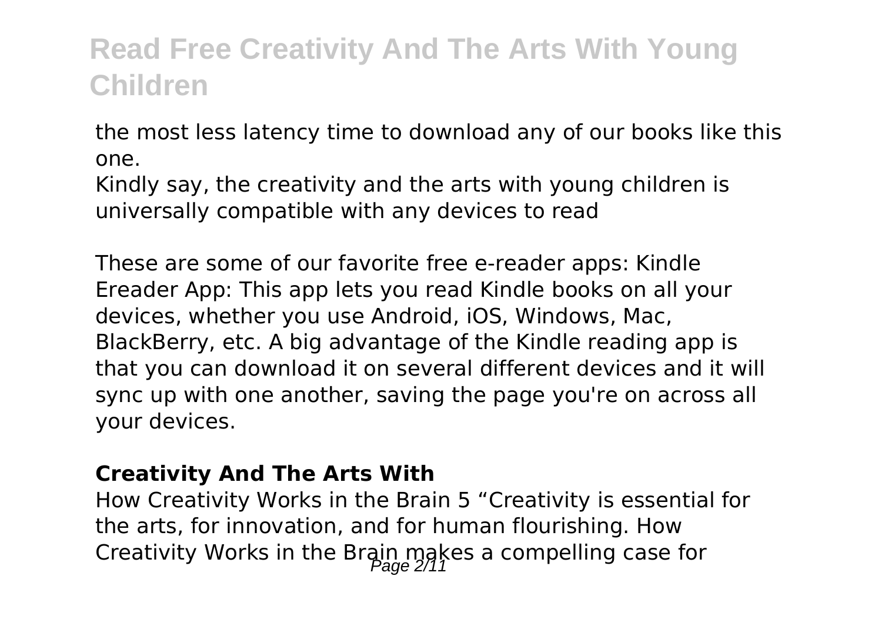the most less latency time to download any of our books like this one.

Kindly say, the creativity and the arts with young children is universally compatible with any devices to read

These are some of our favorite free e-reader apps: Kindle Ereader App: This app lets you read Kindle books on all your devices, whether you use Android, iOS, Windows, Mac, BlackBerry, etc. A big advantage of the Kindle reading app is that you can download it on several different devices and it will sync up with one another, saving the page you're on across all your devices.

**Creativity And The Arts With**

How Creativity Works in the Brain 5 "Creativity is essential for the arts, for innovation, and for human flourishing. How Creativity Works in the Brain makes a compelling case for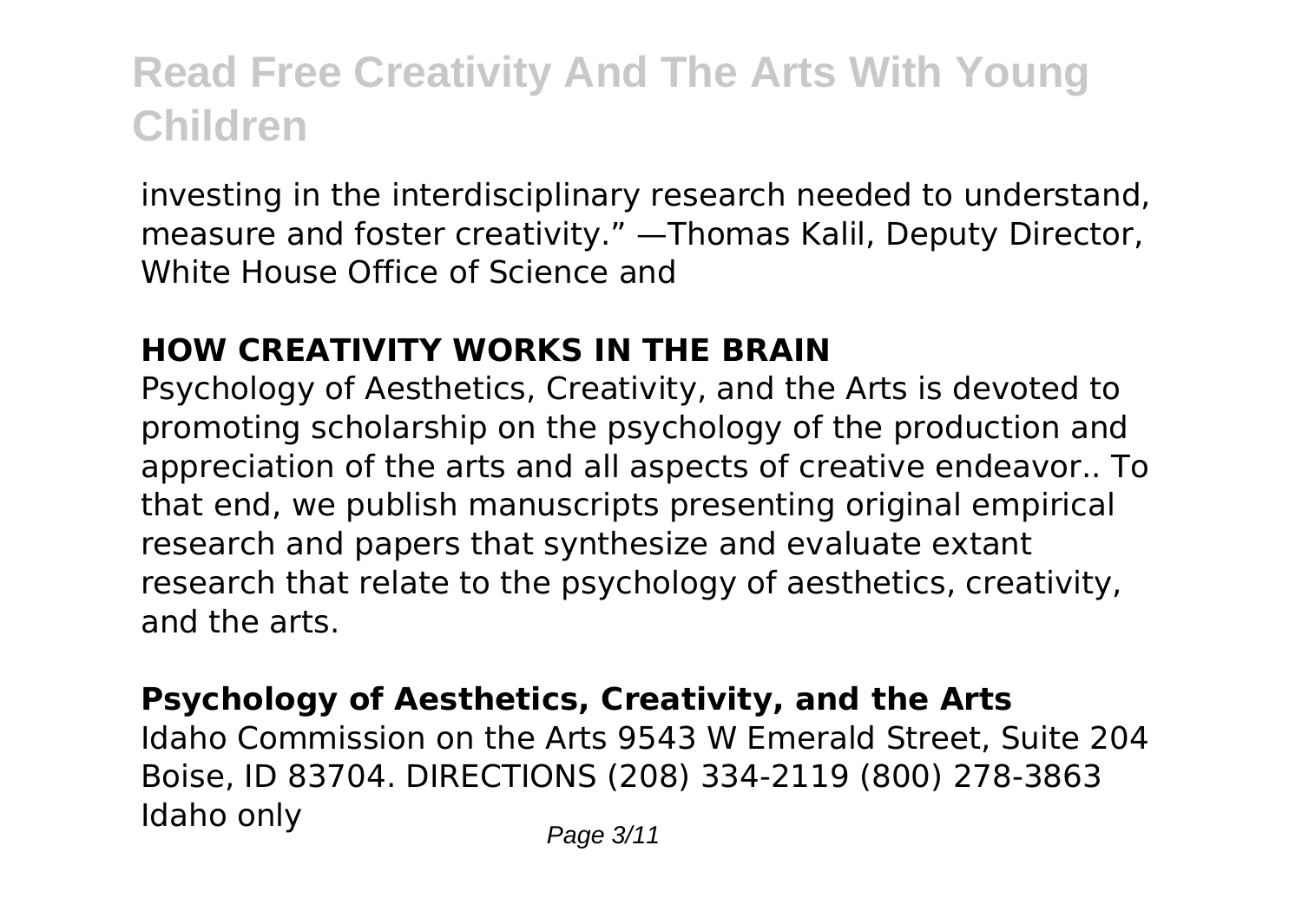investing in the interdisciplinary research needed to understand, measure and foster creativity." —Thomas Kalil, Deputy Director, White House Office of Science and

## HOW CREATIVITY WORKS IN THE BRAIN

Psychology of Aesthetics, Creativity, and the Arts is devoted to promoting scholarship on the psychology of the production and appreciation of the arts and all aspects of creative endeavor.. To that end, we publish manuscripts presenting original empirical research and papers that synthesize and evaluate extant research that relate to the psychology of aesthetics, creativity, and the arts.

## Psychology of Aesthetics, Creativity, and the Arts

Idaho Commission on the Arts 9543 W Emerald Street, Suite 204 Boise, ID 83704. DIRECTIONS (208) 334-2119 (800) 278-3863 Idaho only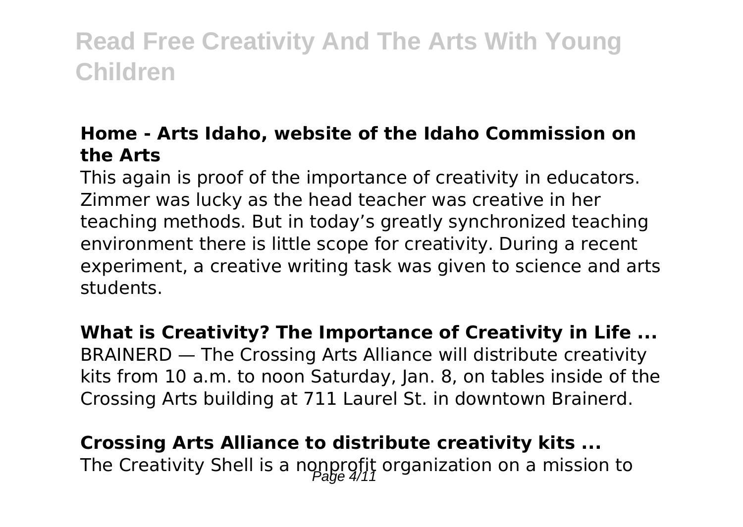### Home - Arts Idaho, website of the Idaho Commission on the Arts

This again is proof of the importance of creativity in educators. Zimmer was lucky as the head teacher was creative in her teaching methods. But in today's greatly synchronized teaching environment there is little scope for creativity. During a recent experiment, a creative writing task was given to science and arts students.

### What is Creativity? The Importance of Creativity in Life ...

BRAINERD — The Crossing Arts Alliance will distribute creativity kits from 10 a.m. to noon Saturday, Jan. 8, on tables inside of the Crossing Arts building at 711 Laurel St. in downtown Brainerd.

### Crossing Arts Alliance to distribute creativity kits ...

The Creativity Shell is a nonprofit organization on a mission to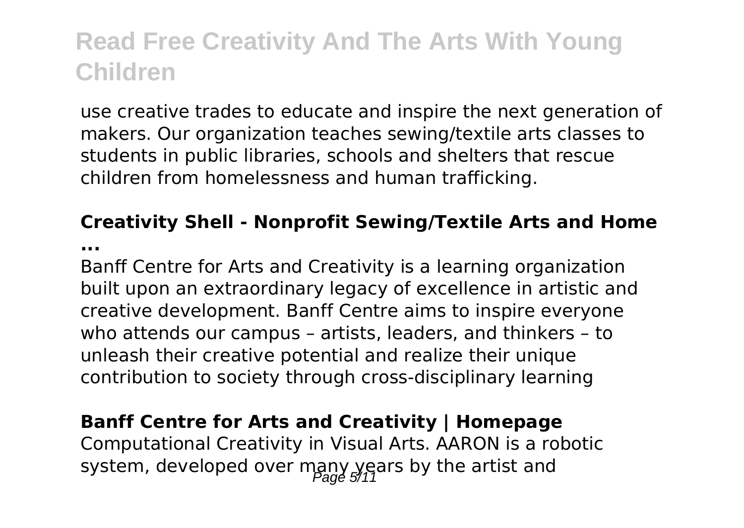use creative trades to educate and inspire the next generation of makers. Our organization teaches sewing/textile arts classes to students in public libraries, schools and shelters that rescue children from homelessness and human trafficking.

### Creativity Shell - Nonprofit Sewing/Textile Arts and Home ...

Banff Centre for Arts and Creativity is a learning organization built upon an extraordinary legacy of excellence in artistic and creative development. Banff Centre aims to inspire everyone who attends our campus – artists, leaders, and thinkers – to unleash their creative potential and realize their unique contribution to society through cross-disciplinary learning

### Banff Centre for Arts and Creativity | Homepage

Computational Creativity in Visual Arts. AARON is a robotic system, developed over many years by the artist and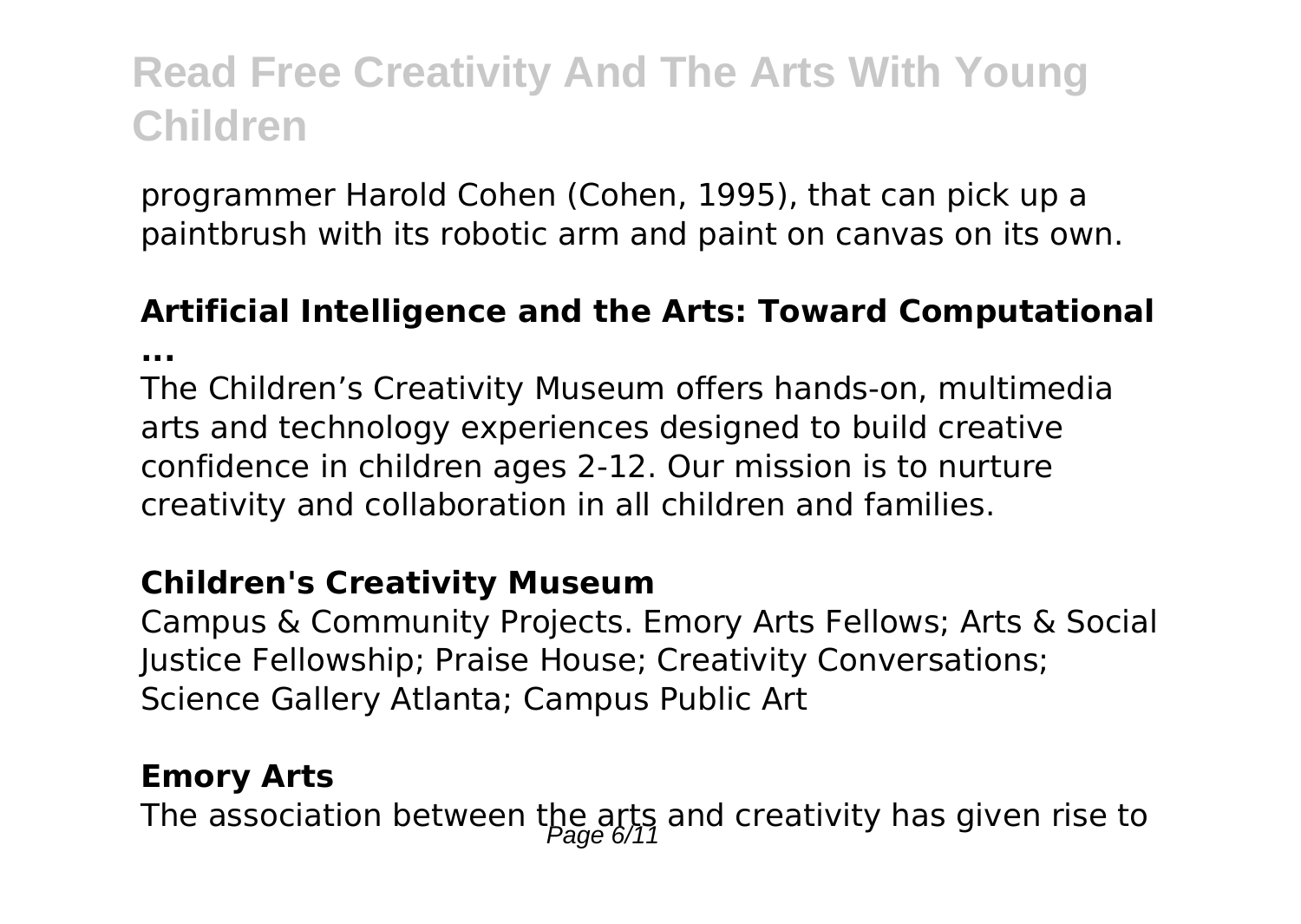programmer Harold Cohen (Cohen, 1995), that can pick up a paintbrush with its robotic arm and paint on canvas on its own.

**Artificial Intelligence and the Arts: Toward Computational ...**

The Children's Creativity Museum offers hands-on, multimedia arts and technology experiences designed to build creative confidence in children ages 2-12. Our mission is to nurture creativity and collaboration in all children and families.

**Children's Creativity Museum**

Campus & Community Projects. Emory Arts Fellows; Arts & Social Justice Fellowship; Praise House; Creativity Conversations; Science Gallery Atlanta; Campus Public Art

**Emory Arts**

The association between the arts and creativity has given rise to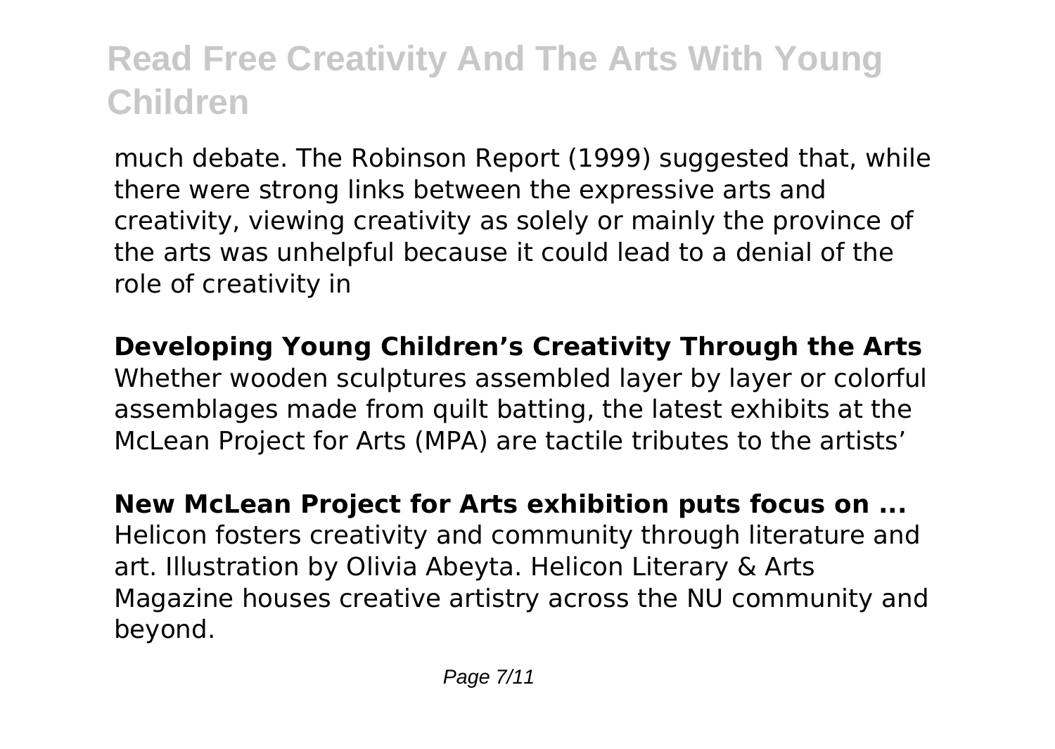much debate. The Robinson Report (1999) suggested that, while there were strong links between the expressive arts and creativity, viewing creativity as solely or mainly the province of the arts was unhelpful because it could lead to a denial of the role of creativity in

**Developing Young Children’s Creativity Through the Arts**

Whether wooden sculptures assembled layer by layer or colorful assemblages made from quilt batting, the latest exhibits at the McLean Project for Arts (MPA) are tactile tributes to the artists’

**New McLean Project for Arts exhibition puts focus on ...**

Helicon fosters creativity and community through literature and art. Illustration by Olivia Abeyta. Helicon Literary & Arts Magazine houses creative artistry across the NU community and beyond.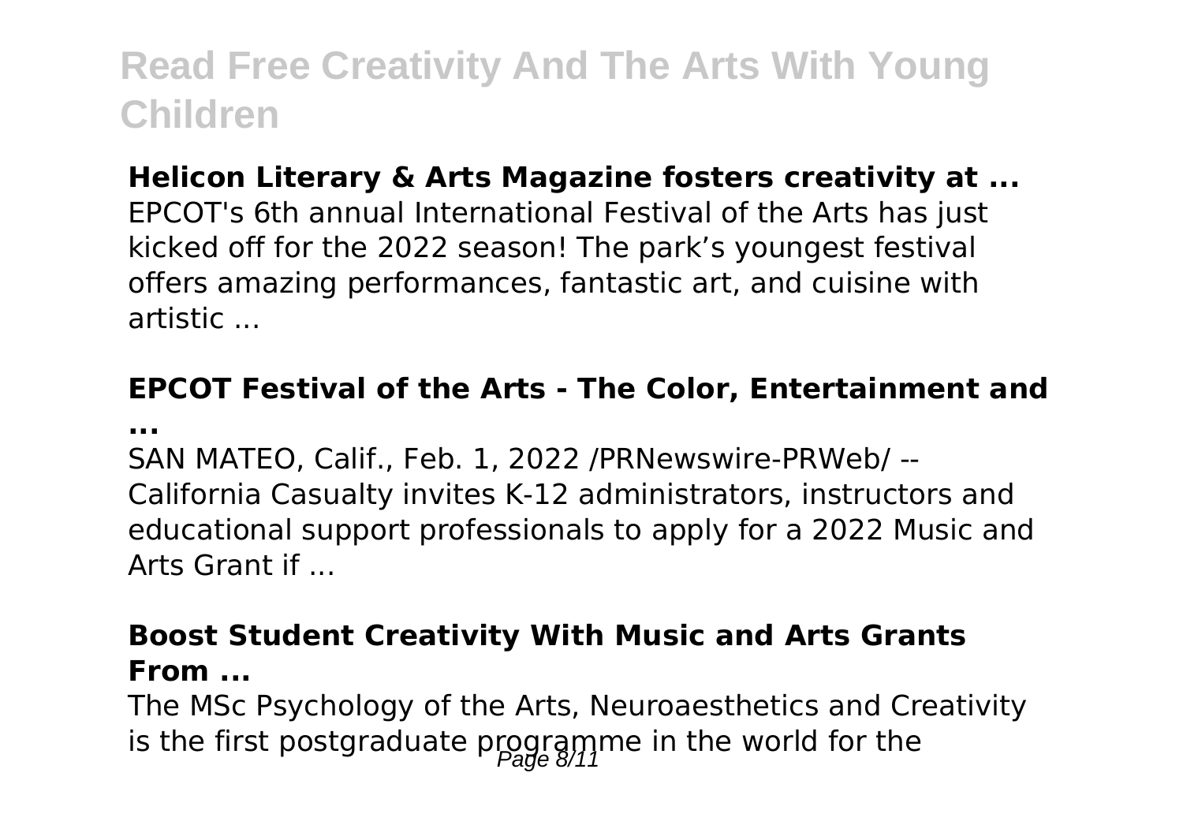**Helicon Literary & Arts Magazine fosters creativity at ...**

EPCOT's 6th annual International Festival of the Arts has just kicked off for the 2022 season! The park's youngest festival offers amazing performances, fantastic art, and cuisine with artistic ...

**EPCOT Festival of the Arts - The Color, Entertainment and ...**

SAN MATEO, Calif., Feb. 1, 2022 /PRNewswire-PRWeb/ -- California Casualty invites K-12 administrators, instructors and educational support professionals to apply for a 2022 Music and Arts Grant if ...

**Boost Student Creativity With Music and Arts Grants From ...**

The MSc Psychology of the Arts, Neuroaesthetics and Creativity is the first postgraduate programme in the world for the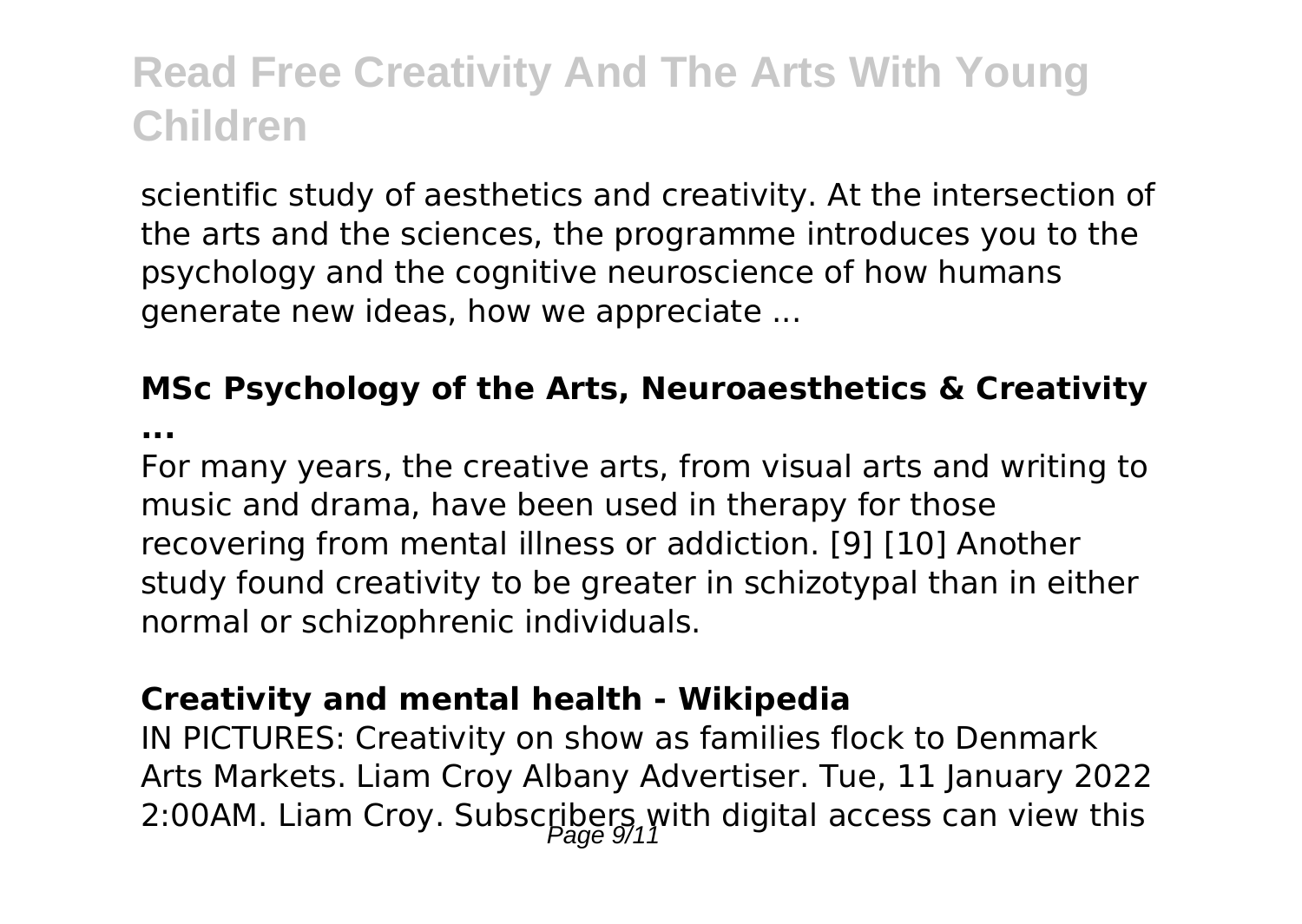scientific study of aesthetics and creativity. At the intersection of the arts and the sciences, the programme introduces you to the psychology and the cognitive neuroscience of how humans generate new ideas, how we appreciate ...

**MSc Psychology of the Arts, Neuroaesthetics & Creativity ...**

For many years, the creative arts, from visual arts and writing to music and drama, have been used in therapy for those recovering from mental illness or addiction. [9] [10] Another study found creativity to be greater in schizotypal than in either normal or schizophrenic individuals.

**Creativity and mental health - Wikipedia**

IN PICTURES: Creativity on show as families flock to Denmark Arts Markets. Liam Croy Albany Advertiser. Tue, 11 January 2022 2:00AM. Liam Croy. Subscribers with digital access can view this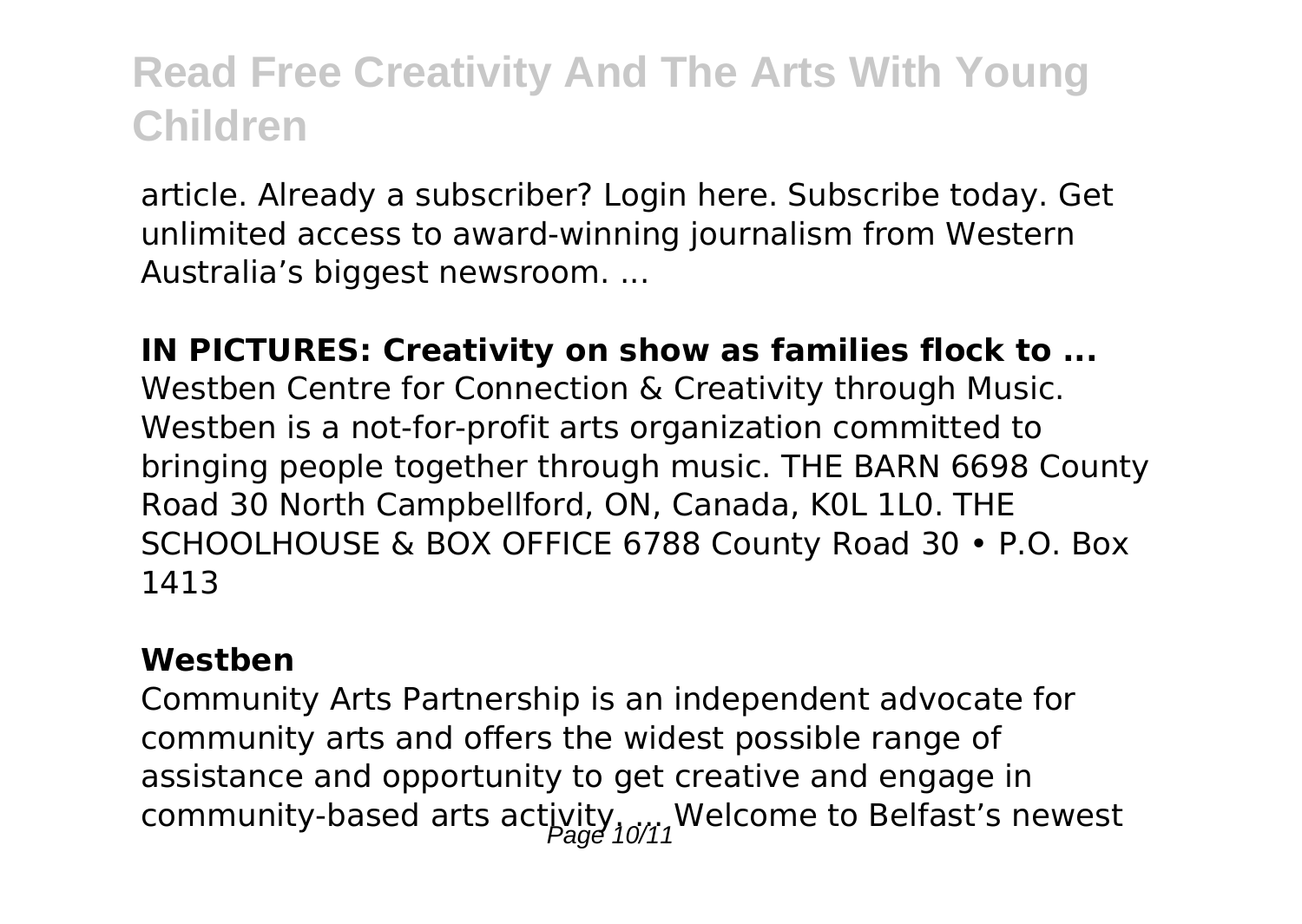article. Already a subscriber? Login here. Subscribe today. Get unlimited access to award-winning journalism from Western Australia's biggest newsroom. ...

**IN PICTURES: Creativity on show as families flock to ...**

Westben Centre for Connection & Creativity through Music. Westben is a not-for-profit arts organization committed to bringing people together through music. THE BARN 6698 County Road 30 North Campbellford, ON, Canada, K0L 1L0. THE SCHOOLHOUSE & BOX OFFICE 6788 County Road 30 • P.O. Box 1413

**Westben**

Community Arts Partnership is an independent advocate for community arts and offers the widest possible range of assistance and opportunity to get creative and engage in community-based arts activity. ... Welcome to Belfast's newest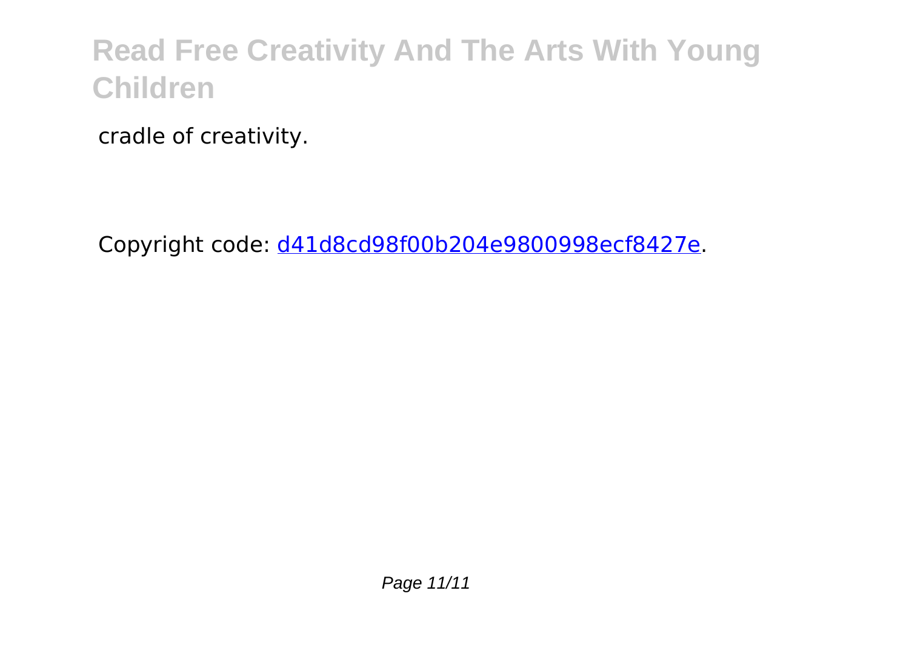cradle of creativity.

Copyright code: d41d8cd98f00b204e9800998ecf8427e.